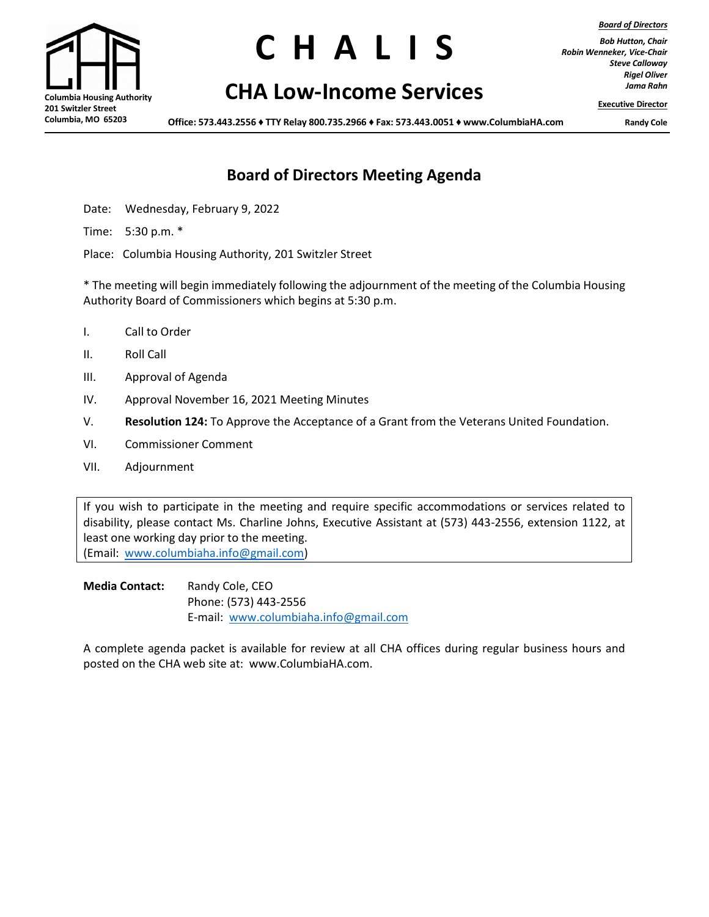Columbia Housing Authority
201 Switzler Street
Columbia, MO 65203

# C H A L I S

## CHA Low-Income Services

**Office: 573.443.2556 ♦ TTY Relay 800.735.2966 ♦ Fax: 573.443.0051 ♦ www.ColumbiaHA.com**

***Board of Directors***

***Bob Hutton, Chair***
***Robin Wenneker, Vice-Chair***
***Steve Calloway***
***Rigel Oliver***
***Jama Rahn***

**Executive Director**

**Randy Cole**

## Board of Directors Meeting Agenda

Date: Wednesday, February 9, 2022

Time: 5:30 p.m. *

Place: Columbia Housing Authority, 201 Switzler Street

* The meeting will begin immediately following the adjournment of the meeting of the Columbia Housing Authority Board of Commissioners which begins at 5:30 p.m.

I. Call to Order

II. Roll Call

III. Approval of Agenda

IV. Approval November 16, 2021 Meeting Minutes

V. **Resolution 124:** To Approve the Acceptance of a Grant from the Veterans United Foundation.

VI. Commissioner Comment

VII. Adjournment

If you wish to participate in the meeting and require specific accommodations or services related to disability, please contact Ms. Charline Johns, Executive Assistant at (573) 443-2556, extension 1122, at least one working day prior to the meeting.
(Email: www.columbiaha.info@gmail.com)

**Media Contact:** Randy Cole, CEO
Phone: (573) 443-2556
E-mail: www.columbiaha.info@gmail.com

A complete agenda packet is available for review at all CHA offices during regular business hours and posted on the CHA web site at: www.ColumbiaHA.com.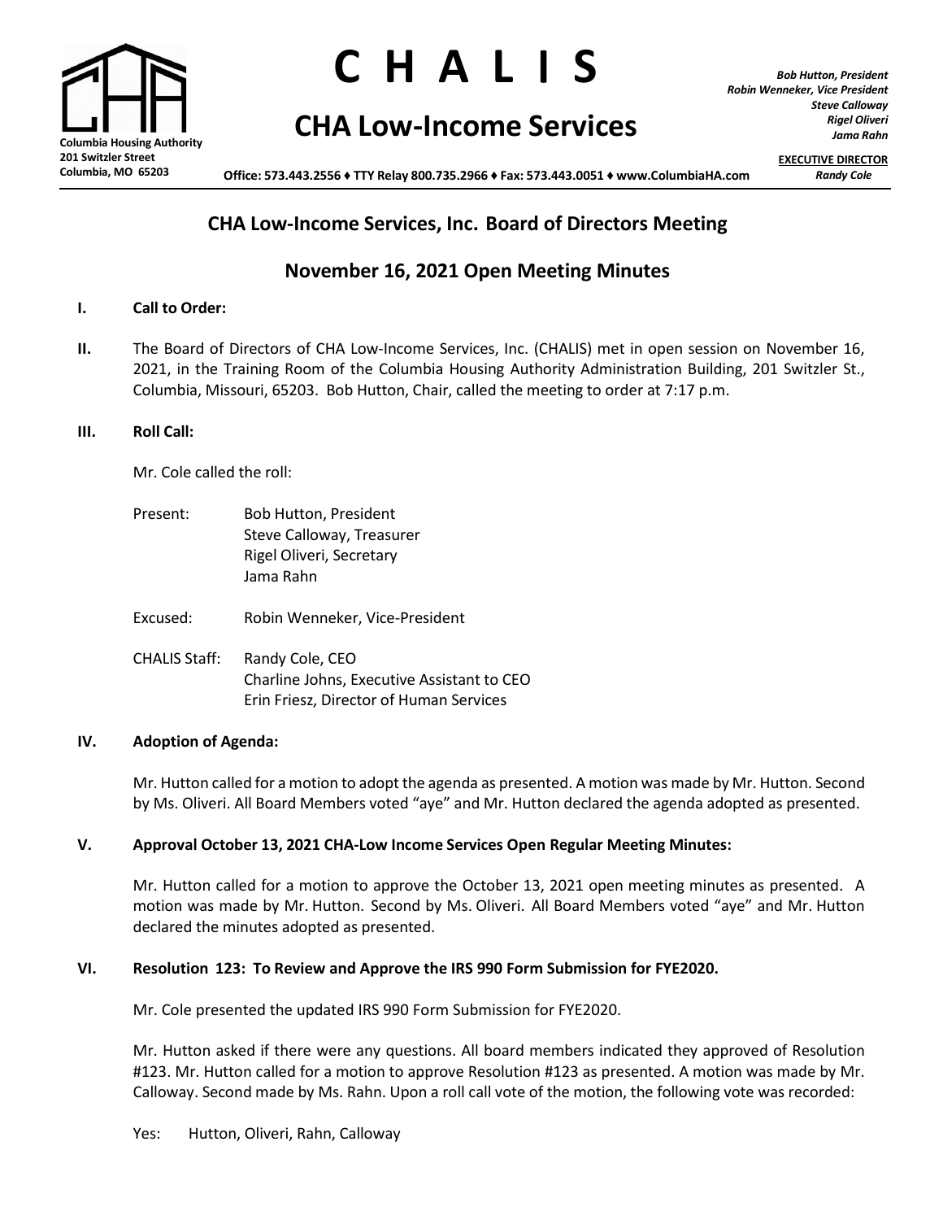Columbia Housing Authority
201 Switzler Street
Columbia, MO 65203

# C H A L I S

## CHA Low-Income Services

*Bob Hutton, President*
*Robin Wenneker, Vice President*
*Steve Calloway*
*Rigel Oliveri*
*Jama Rahn*

**EXECUTIVE DIRECTOR**
*Randy Cole*

**Office: 573.443.2556 ♦ TTY Relay 800.735.2966 ♦ Fax: 573.443.0051 ♦ www.ColumbiaHA.com**

## CHA Low-Income Services, Inc. Board of Directors Meeting

## November 16, 2021 Open Meeting Minutes

**I. Call to Order:**

**II.** The Board of Directors of CHA Low-Income Services, Inc. (CHALIS) met in open session on November 16, 2021, in the Training Room of the Columbia Housing Authority Administration Building, 201 Switzler St., Columbia, Missouri, 65203. Bob Hutton, Chair, called the meeting to order at 7:17 p.m.

**III. Roll Call:**

Mr. Cole called the roll:

Present: Bob Hutton, President
Steve Calloway, Treasurer
Rigel Oliveri, Secretary
Jama Rahn

Excused: Robin Wenneker, Vice-President

CHALIS Staff: Randy Cole, CEO
Charline Johns, Executive Assistant to CEO
Erin Friesz, Director of Human Services

**IV. Adoption of Agenda:**

Mr. Hutton called for a motion to adopt the agenda as presented. A motion was made by Mr. Hutton. Second by Ms. Oliveri. All Board Members voted "aye" and Mr. Hutton declared the agenda adopted as presented.

**V. Approval October 13, 2021 CHA-Low Income Services Open Regular Meeting Minutes:**

Mr. Hutton called for a motion to approve the October 13, 2021 open meeting minutes as presented. A motion was made by Mr. Hutton. Second by Ms. Oliveri. All Board Members voted "aye" and Mr. Hutton declared the minutes adopted as presented.

**VI. Resolution 123: To Review and Approve the IRS 990 Form Submission for FYE2020.**

Mr. Cole presented the updated IRS 990 Form Submission for FYE2020.

Mr. Hutton asked if there were any questions. All board members indicated they approved of Resolution #123. Mr. Hutton called for a motion to approve Resolution #123 as presented. A motion was made by Mr. Calloway. Second made by Ms. Rahn. Upon a roll call vote of the motion, the following vote was recorded:

Yes: Hutton, Oliveri, Rahn, Calloway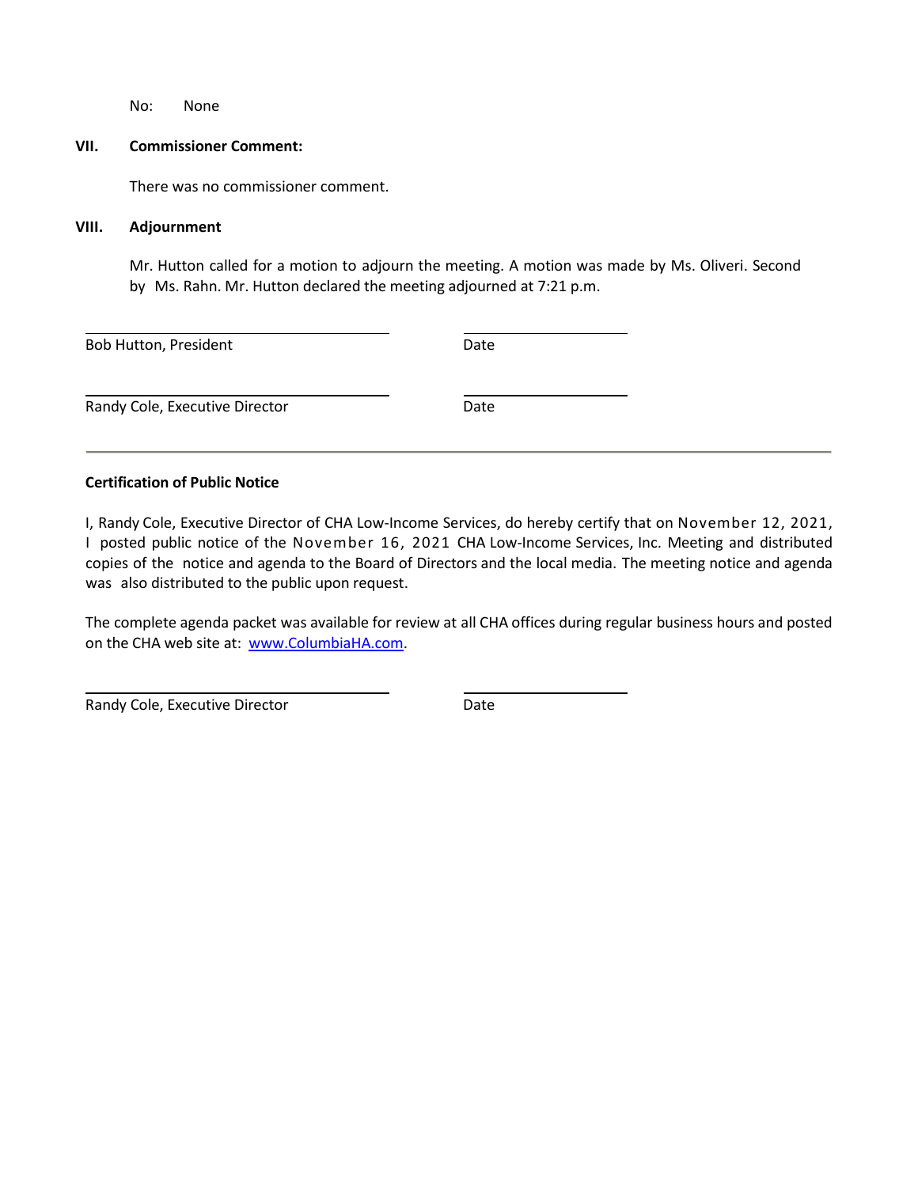No: None

## VII. Commissioner Comment:

There was no commissioner comment.

## VIII. Adjournment

Mr. Hutton called for a motion to adjourn the meeting. A motion was made by Ms. Oliveri. Second by Ms. Rahn. Mr. Hutton declared the meeting adjourned at 7:21 p.m.

\_\_\_\_\_\_\_\_\_\_\_\_\_\_\_\_\_\_\_\_\_\_\_\_\_\_\_\_\_\_ \_\_\_\_\_\_\_\_\_\_\_\_\_\_\_\_
Bob Hutton, President Date

\_\_\_\_\_\_\_\_\_\_\_\_\_\_\_\_\_\_\_\_\_\_\_\_\_\_\_\_\_\_ \_\_\_\_\_\_\_\_\_\_\_\_\_\_\_\_
Randy Cole, Executive Director Date

---

**Certification of Public Notice**

I, Randy Cole, Executive Director of CHA Low-Income Services, do hereby certify that on November 12, 2021, I posted public notice of the November 16, 2021 CHA Low-Income Services, Inc. Meeting and distributed copies of the notice and agenda to the Board of Directors and the local media. The meeting notice and agenda was also distributed to the public upon request.

The complete agenda packet was available for review at all CHA offices during regular business hours and posted on the CHA web site at: www.ColumbiaHA.com.

\_\_\_\_\_\_\_\_\_\_\_\_\_\_\_\_\_\_\_\_\_\_\_\_\_\_\_\_\_\_ \_\_\_\_\_\_\_\_\_\_\_\_\_\_\_\_
Randy Cole, Executive Director Date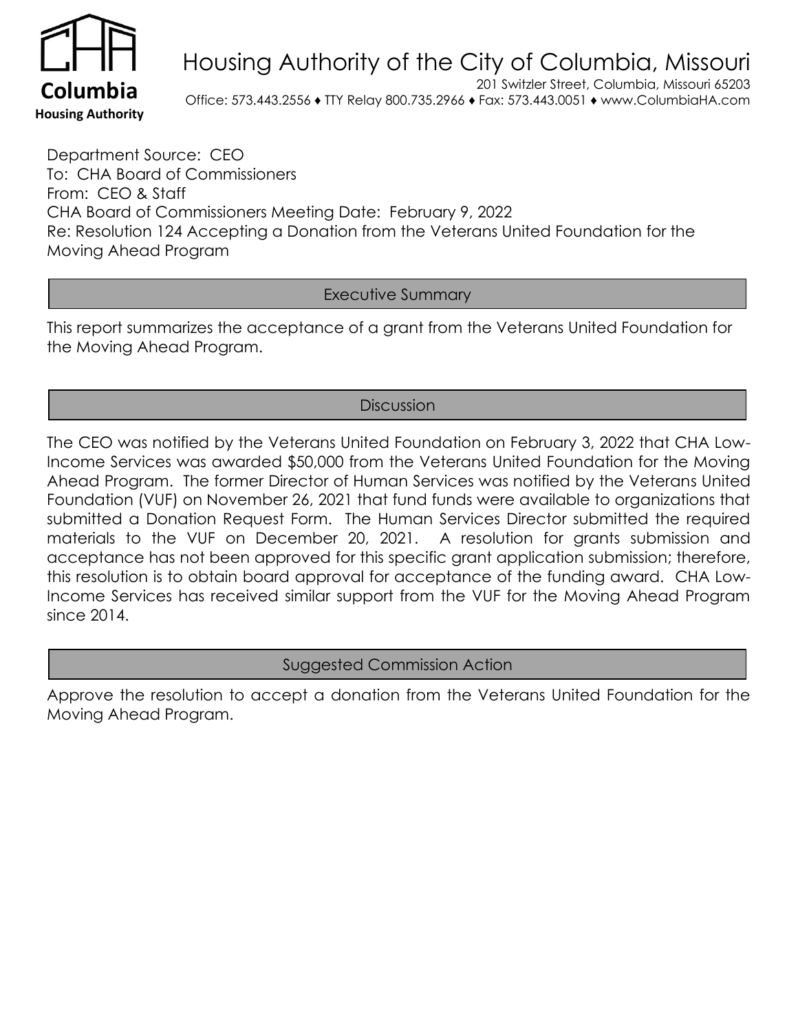# Housing Authority of the City of Columbia, Missouri

201 Switzler Street, Columbia, Missouri 65203
Office: 573.443.2556 ♦ TTY Relay 800.735.2966 ♦ Fax: 573.443.0051 ♦ www.ColumbiaHA.com

**Columbia Housing Authority**

Department Source: CEO
To: CHA Board of Commissioners
From: CEO & Staff
CHA Board of Commissioners Meeting Date: February 9, 2022
Re: Resolution 124 Accepting a Donation from the Veterans United Foundation for the Moving Ahead Program

## Executive Summary

This report summarizes the acceptance of a grant from the Veterans United Foundation for the Moving Ahead Program.

## Discussion

The CEO was notified by the Veterans United Foundation on February 3, 2022 that CHA Low-Income Services was awarded $50,000 from the Veterans United Foundation for the Moving Ahead Program. The former Director of Human Services was notified by the Veterans United Foundation (VUF) on November 26, 2021 that fund funds were available to organizations that submitted a Donation Request Form. The Human Services Director submitted the required materials to the VUF on December 20, 2021. A resolution for grants submission and acceptance has not been approved for this specific grant application submission; therefore, this resolution is to obtain board approval for acceptance of the funding award. CHA Low-Income Services has received similar support from the VUF for the Moving Ahead Program since 2014.

## Suggested Commission Action

Approve the resolution to accept a donation from the Veterans United Foundation for the Moving Ahead Program.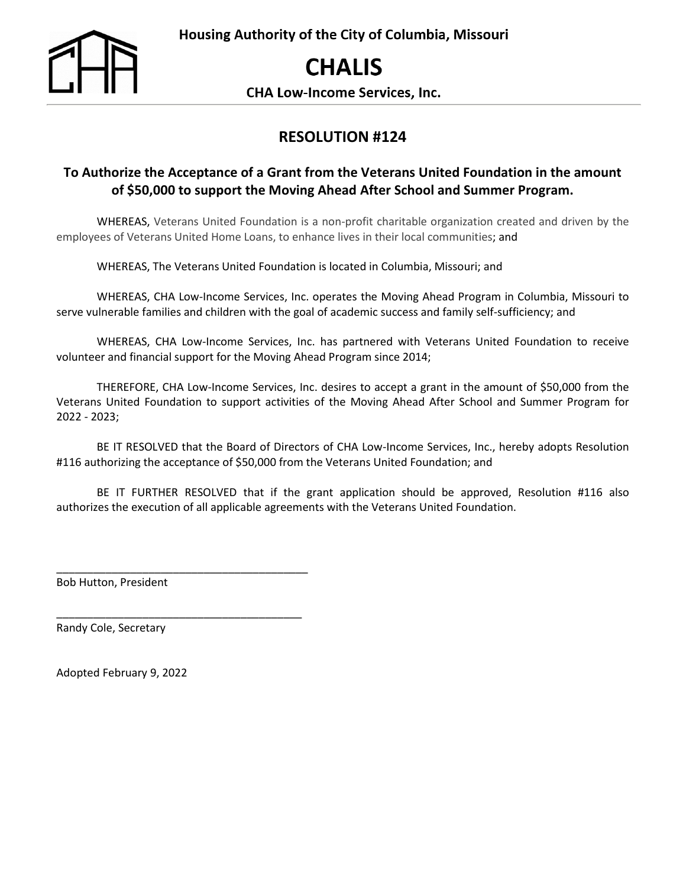**Housing Authority of the City of Columbia, Missouri**

# CHALIS

**CHA Low-Income Services, Inc.**

---

## RESOLUTION #124

### To Authorize the Acceptance of a Grant from the Veterans United Foundation in the amount of $50,000 to support the Moving Ahead After School and Summer Program.

WHEREAS, Veterans United Foundation is a non-profit charitable organization created and driven by the employees of Veterans United Home Loans, to enhance lives in their local communities; and

WHEREAS, The Veterans United Foundation is located in Columbia, Missouri; and

WHEREAS, CHA Low-Income Services, Inc. operates the Moving Ahead Program in Columbia, Missouri to serve vulnerable families and children with the goal of academic success and family self-sufficiency; and

WHEREAS, CHA Low-Income Services, Inc. has partnered with Veterans United Foundation to receive volunteer and financial support for the Moving Ahead Program since 2014;

THEREFORE, CHA Low-Income Services, Inc. desires to accept a grant in the amount of $50,000 from the Veterans United Foundation to support activities of the Moving Ahead After School and Summer Program for 2022 - 2023;

BE IT RESOLVED that the Board of Directors of CHA Low-Income Services, Inc., hereby adopts Resolution #116 authorizing the acceptance of $50,000 from the Veterans United Foundation; and

BE IT FURTHER RESOLVED that if the grant application should be approved, Resolution #116 also authorizes the execution of all applicable agreements with the Veterans United Foundation.

_________________________________________
Bob Hutton, President

_________________________________________
Randy Cole, Secretary

Adopted February 9, 2022